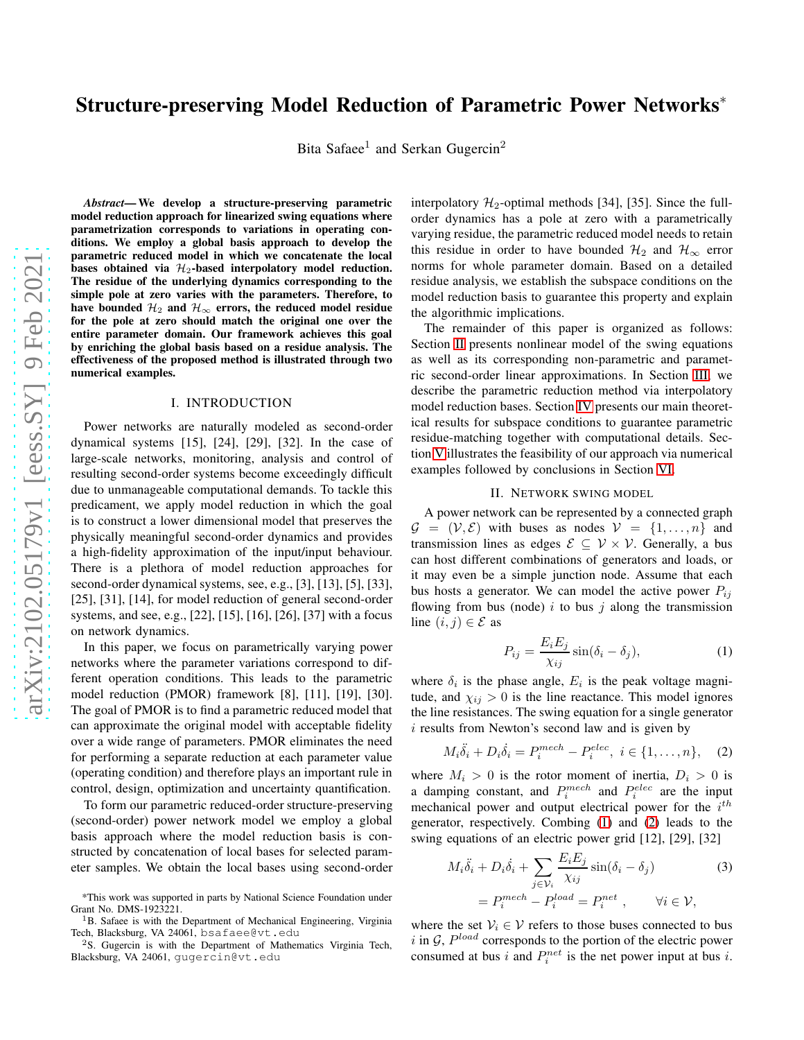# Structure-preserving Model Reduction of Parametric Power Networks*

Bita Safaee[1] and Serkan Gugercin[2]

***Abstract*— We develop a structure-preserving parametric model reduction approach for linearized swing equations where parametrization corresponds to variations in operating conditions. We employ a global basis approach to develop the parametric reduced model in which we concatenate the local bases obtained via $\mathcal{H}_2$-based interpolatory model reduction. The residue of the underlying dynamics corresponding to the simple pole at zero varies with the parameters. Therefore, to have bounded $\mathcal{H}_2$ and $\mathcal{H}_\infty$ errors, the reduced model residue for the pole at zero should match the original one over the entire parameter domain. Our framework achieves this goal by enriching the global basis based on a residue analysis. The effectiveness of the proposed method is illustrated through two numerical examples.**

## I. INTRODUCTION

Power networks are naturally modeled as second-order dynamical systems [15], [24], [29], [32]. In the case of large-scale networks, monitoring, analysis and control of resulting second-order systems become exceedingly difficult due to unmanageable computational demands. To tackle this predicament, we apply model reduction in which the goal is to construct a lower dimensional model that preserves the physically meaningful second-order dynamics and provides a high-fidelity approximation of the input/input behaviour. There is a plethora of model reduction approaches for second-order dynamical systems, see, e.g., [3], [13], [5], [33], [25], [31], [14], for model reduction of general second-order systems, and see, e.g., [22], [15], [16], [26], [37] with a focus on network dynamics.

In this paper, we focus on parametrically varying power networks where the parameter variations correspond to different operation conditions. This leads to the parametric model reduction (PMOR) framework [8], [11], [19], [30]. The goal of PMOR is to find a parametric reduced model that can approximate the original model with acceptable fidelity over a wide range of parameters. PMOR eliminates the need for performing a separate reduction at each parameter value (operating condition) and therefore plays an important rule in control, design, optimization and uncertainty quantification.

To form our parametric reduced-order structure-preserving (second-order) power network model we employ a global basis approach where the model reduction basis is constructed by concatenation of local bases for selected parameter samples. We obtain the local bases using second-order interpolatory $\mathcal{H}_2$-optimal methods [34], [35]. Since the full-order dynamics has a pole at zero with a parametrically varying residue, the parametric reduced model needs to retain this residue in order to have bounded $\mathcal{H}_2$ and $\mathcal{H}_\infty$ error norms for whole parameter domain. Based on a detailed residue analysis, we establish the subspace conditions on the model reduction basis to guarantee this property and explain the algorithmic implications.

The remainder of this paper is organized as follows: Section II presents nonlinear model of the swing equations as well as its corresponding non-parametric and parametric second-order linear approximations. In Section III, we describe the parametric reduction method via interpolatory model reduction bases. Section IV presents our main theoretical results for subspace conditions to guarantee parametric residue-matching together with computational details. Section V illustrates the feasibility of our approach via numerical examples followed by conclusions in Section VI.

## II. NETWORK SWING MODEL

A power network can be represented by a connected graph $\mathcal{G} = (\mathcal{V}, \mathcal{E})$ with buses as nodes $\mathcal{V} = \{1, \ldots, n\}$ and transmission lines as edges $\mathcal{E} \subseteq \mathcal{V} \times \mathcal{V}$. Generally, a bus can host different combinations of generators and loads, or it may even be a simple junction node. Assume that each bus hosts a generator. We can model the active power $P_{ij}$ flowing from bus (node) $i$ to bus $j$ along the transmission line $(i, j) \in \mathcal{E}$ as

$$P_{ij} = \frac{E_i E_j}{\chi_{ij}} \sin(\delta_i - \delta_j), \tag{1}$$

where $\delta_i$ is the phase angle, $E_i$ is the peak voltage magnitude, and $\chi_{ij} > 0$ is the line reactance. This model ignores the line resistances. The swing equation for a single generator $i$ results from Newton's second law and is given by

$$M_i \ddot{\delta}_i + D_i \dot{\delta}_i = P_i^{mech} - P_i^{elec}, \; i \in \{1, \ldots, n\}, \tag{2}$$

where $M_i > 0$ is the rotor moment of inertia, $D_i > 0$ is a damping constant, and $P_i^{mech}$ and $P_i^{elec}$ are the input mechanical power and output electrical power for the $i^{th}$ generator, respectively. Combing (1) and (2) leads to the swing equations of an electric power grid [12], [29], [32]

$$\begin{aligned} M_i \ddot{\delta}_i + D_i \dot{\delta}_i + \sum_{j \in \mathcal{V}_i} \frac{E_i E_j}{\chi_{ij}} \sin(\delta_i - \delta_j) \\ = P_i^{mech} - P_i^{load} = P_i^{net}, \qquad \forall i \in \mathcal{V}, \end{aligned} \tag{3}$$

where the set $\mathcal{V}_i \in \mathcal{V}$ refers to those buses connected to bus $i$ in $\mathcal{G}$, $P^{load}$ corresponds to the portion of the electric power consumed at bus $i$ and $P_i^{net}$ is the net power input at bus $i$.

---

*This work was supported in parts by National Science Foundation under Grant No. DMS-1923221.

[1] B. Safaee is with the Department of Mechanical Engineering, Virginia Tech, Blacksburg, VA 24061, bsafaee@vt.edu

[2] S. Gugercin is with the Department of Mathematics Virginia Tech, Blacksburg, VA 24061, gugercin@vt.edu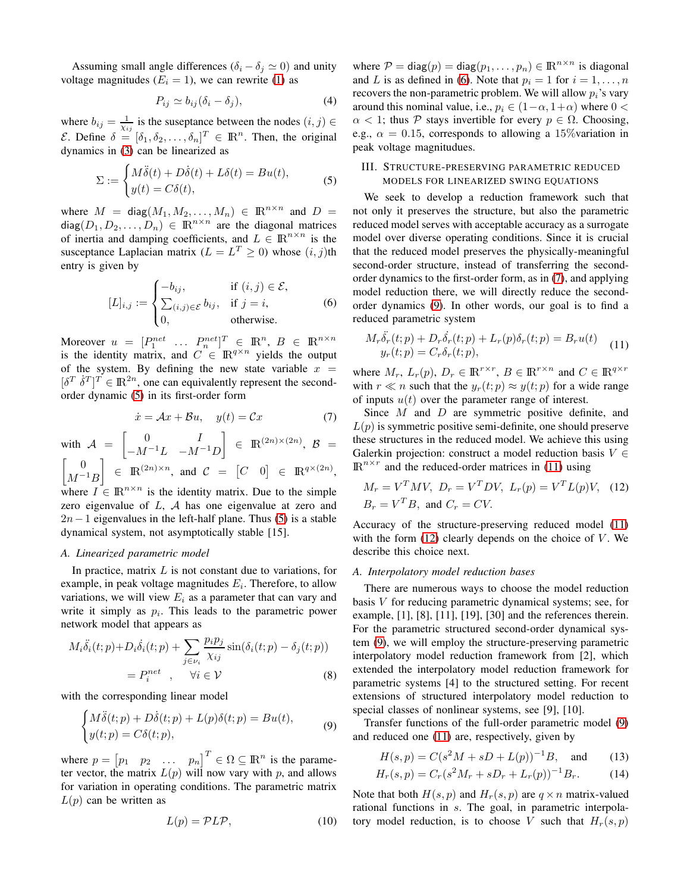Assuming small angle differences ($\delta_i - \delta_j \simeq 0$) and unity voltage magnitudes ($E_i = 1$), we can rewrite (1) as

$$P_{ij} \simeq b_{ij}(\delta_i - \delta_j), \tag{4}$$

where $b_{ij} = \frac{1}{\chi_{ij}}$ is the suseptance between the nodes $(i,j) \in \mathcal{E}$. Define $\delta = [\delta_1, \delta_2, \ldots, \delta_n]^T \in \mathbb{R}^n$. Then, the original dynamics in (3) can be linearized as

$$\Sigma := \begin{cases} M\ddot{\delta}(t) + D\dot{\delta}(t) + L\delta(t) = Bu(t), \\ y(t) = C\delta(t), \end{cases} \tag{5}$$

where $M = \mathsf{diag}(M_1, M_2, \ldots, M_n) \in \mathbb{R}^{n\times n}$ and $D = \mathsf{diag}(D_1, D_2, \ldots, D_n) \in \mathbb{R}^{n\times n}$ are the diagonal matrices of inertia and damping coefficients, and $L \in \mathbb{R}^{n\times n}$ is the susceptance Laplacian matrix ($L = L^T \geq 0$) whose $(i,j)$th entry is given by

$$[L]_{i,j} := \begin{cases} -b_{ij}, & \text{if } (i,j) \in \mathcal{E}, \\ \sum_{(i,j)\in\mathcal{E}} b_{ij}, & \text{if } j = i, \\ 0, & \text{otherwise.} \end{cases} \tag{6}$$

Moreover $u = [P_1^{net} \; \ldots \; P_n^{net}]^T \in \mathbb{R}^n$, $B \in \mathbb{R}^{n\times n}$ is the identity matrix, and $C \in \mathbb{R}^{q\times n}$ yields the output of the system. By defining the new state variable $x = [\delta^T \; \dot{\delta}^T]^T \in \mathbb{R}^{2n}$, one can equivalently represent the second-order dynamic (5) in its first-order form

$$\dot{x} = \mathcal{A}x + \mathcal{B}u, \quad y(t) = \mathcal{C}x \tag{7}$$

with $\mathcal{A} = \begin{bmatrix} 0 & I \\ -M^{-1}L & -M^{-1}D \end{bmatrix} \in \mathbb{R}^{(2n)\times(2n)}$, $\mathcal{B} = \begin{bmatrix} 0 \\ M^{-1}B \end{bmatrix} \in \mathbb{R}^{(2n)\times n}$, and $\mathcal{C} = \begin{bmatrix} C & 0 \end{bmatrix} \in \mathbb{R}^{q\times(2n)}$, where $I \in \mathbb{R}^{n\times n}$ is the identity matrix. Due to the simple zero eigenvalue of $L$, $\mathcal{A}$ has one eigenvalue at zero and $2n-1$ eigenvalues in the left-half plane. Thus (5) is a stable dynamical system, not asymptotically stable [15].

### A. Linearized parametric model

In practice, matrix $L$ is not constant due to variations, for example, in peak voltage magnitudes $E_i$. Therefore, to allow variations, we will view $E_i$ as a parameter that can vary and write it simply as $p_i$. This leads to the parametric power network model that appears as

$$M_i\ddot{\delta}_i(t;p) + D_i\dot{\delta}_i(t;p) + \sum_{j\in\nu_i} \frac{p_i p_j}{\chi_{ij}} \sin(\delta_i(t;p) - \delta_j(t;p)) = P_i^{net} \quad , \quad \forall i \in \mathcal{V} \tag{8}$$

with the corresponding linear model

$$\begin{cases} M\ddot{\delta}(t;p) + D\dot{\delta}(t;p) + L(p)\delta(t;p) = Bu(t), \\ y(t;p) = C\delta(t;p), \end{cases} \tag{9}$$

where $p = \begin{bmatrix} p_1 & p_2 & \ldots & p_n \end{bmatrix}^T \in \Omega \subseteq \mathbb{R}^n$ is the parameter vector, the matrix $L(p)$ will now vary with $p$, and allows for variation in operating conditions. The parametric matrix $L(p)$ can be written as

$$L(p) = \mathcal{P}L\mathcal{P}, \tag{10}$$

where $\mathcal{P} = \mathsf{diag}(p) = \mathsf{diag}(p_1, \ldots, p_n) \in \mathbb{R}^{n\times n}$ is diagonal and $L$ is as defined in (6). Note that $p_i = 1$ for $i = 1, \ldots, n$ recovers the non-parametric problem. We will allow $p_i$'s vary around this nominal value, i.e., $p_i \in (1-\alpha, 1+\alpha)$ where $0 < \alpha < 1$; thus $\mathcal{P}$ stays invertible for every $p \in \Omega$. Choosing, e.g., $\alpha = 0.15$, corresponds to allowing a 15%variation in peak voltage magnitudues.

## III. Structure-preserving parametric reduced models for linearized swing equations

We seek to develop a reduction framework such that not only it preserves the structure, but also the parametric reduced model serves with acceptable accuracy as a surrogate model over diverse operating conditions. Since it is crucial that the reduced model preserves the physically-meaningful second-order structure, instead of transferring the second-order dynamics to the first-order form, as in (7), and applying model reduction there, we will directly reduce the second-order dynamics (9). In other words, our goal is to find a reduced parametric system

$$\begin{aligned} M_r\ddot{\delta}_r(t;p) + D_r\dot{\delta}_r(t;p) + L_r(p)\delta_r(t;p) &= B_r u(t) \\ y_r(t;p) &= C_r\delta_r(t;p), \end{aligned} \tag{11}$$

where $M_r$, $L_r(p)$, $D_r \in \mathbb{R}^{r\times r}$, $B \in \mathbb{R}^{r\times n}$ and $C \in \mathbb{R}^{q\times r}$ with $r \ll n$ such that the $y_r(t;p) \approx y(t;p)$ for a wide range of inputs $u(t)$ over the parameter range of interest.

Since $M$ and $D$ are symmetric positive definite, and $L(p)$ is symmetric positive semi-definite, one should preserve these structures in the reduced model. We achieve this using Galerkin projection: construct a model reduction basis $V \in \mathbb{R}^{n\times r}$ and the reduced-order matrices in (11) using

$$\begin{aligned} M_r &= V^T M V, \; D_r = V^T D V, \; L_r(p) = V^T L(p) V, \\ B_r &= V^T B, \text{ and } C_r = CV. \end{aligned} \tag{12}$$

Accuracy of the structure-preserving reduced model (11) with the form (12) clearly depends on the choice of $V$. We describe this choice next.

### A. Interpolatory model reduction bases

There are numerous ways to choose the model reduction basis $V$ for reducing parametric dynamical systems; see, for example, [1], [8], [11], [19], [30] and the references therein. For the parametric structured second-order dynamical system (9), we will employ the structure-preserving parametric interpolatory model reduction framework from [2], which extended the interpolatory model reduction framework for parametric systems [4] to the structured setting. For recent extensions of structured interpolatory model reduction to special classes of nonlinear systems, see [9], [10].

Transfer functions of the full-order parametric model (9) and reduced one (11) are, respectively, given by

$$H(s,p) = C(s^2M + sD + L(p))^{-1}B, \quad \text{and} \tag{13}$$

$$H_r(s,p) = C_r(s^2M_r + sD_r + L_r(p))^{-1}B_r. \tag{14}$$

Note that both $H(s,p)$ and $H_r(s,p)$ are $q \times n$ matrix-valued rational functions in $s$. The goal, in parametric interpolatory model reduction, is to choose $V$ such that $H_r(s,p)$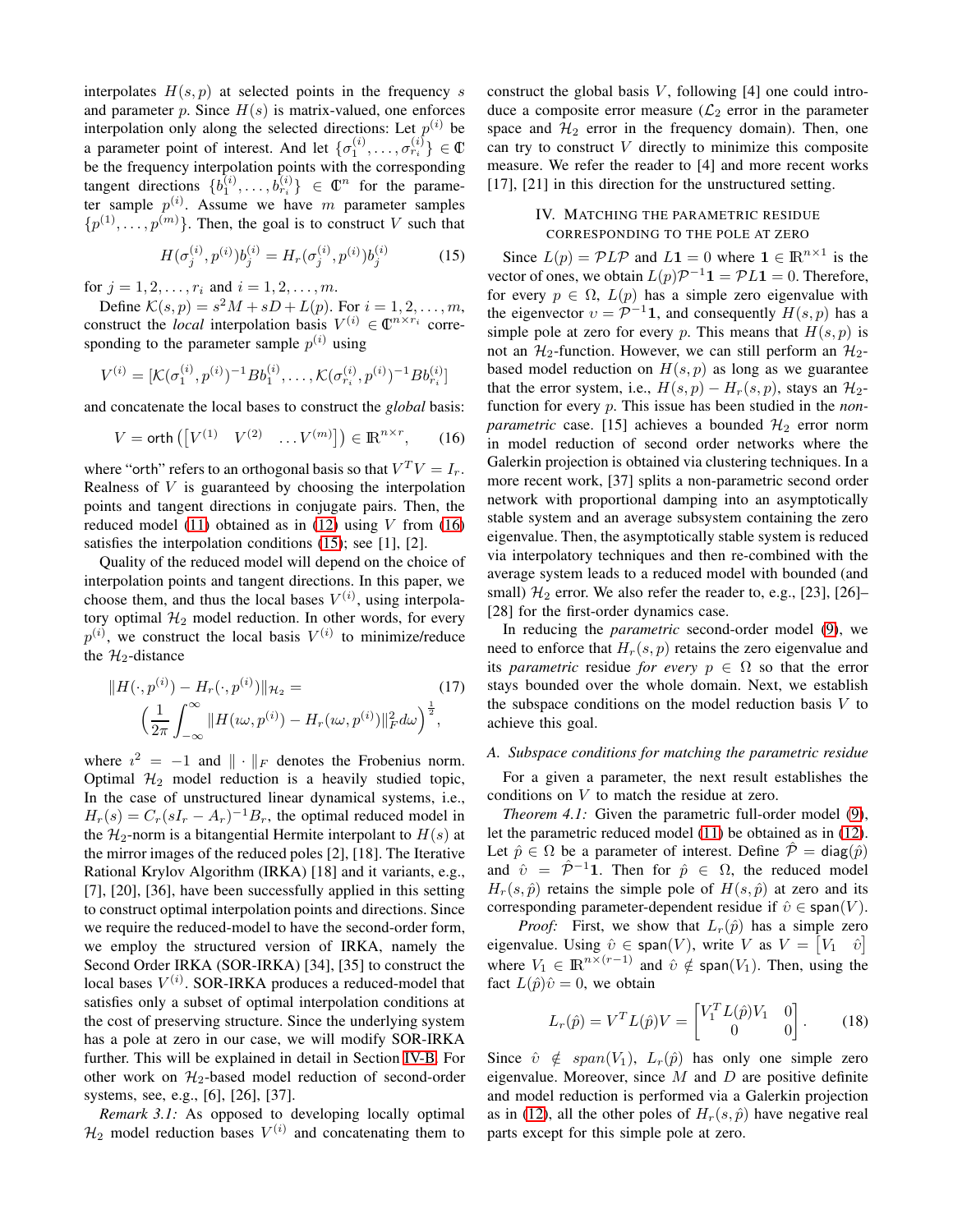interpolates $H(s,p)$ at selected points in the frequency $s$ and parameter $p$. Since $H(s)$ is matrix-valued, one enforces interpolation only along the selected directions: Let $p^{(i)}$ be a parameter point of interest. And let $\{\sigma_1^{(i)},\ldots,\sigma_{r_i}^{(i)}\} \in \mathbb{C}$ be the frequency interpolation points with the corresponding tangent directions $\{b_1^{(i)},\ldots,b_{r_i}^{(i)}\} \in \mathbb{C}^n$ for the parameter sample $p^{(i)}$. Assume we have $m$ parameter samples $\{p^{(1)},\ldots,p^{(m)}\}$. Then, the goal is to construct $V$ such that

$$H(\sigma_j^{(i)},p^{(i)})b_j^{(i)} = H_r(\sigma_j^{(i)},p^{(i)})b_j^{(i)} \tag{15}$$

for $j=1,2,\ldots,r_i$ and $i=1,2,\ldots,m$.

Define $\mathcal{K}(s,p) = s^2M + sD + L(p)$. For $i=1,2,\ldots,m$, construct the *local* interpolation basis $V^{(i)} \in \mathbb{C}^{n\times r_i}$ corresponding to the parameter sample $p^{(i)}$ using

$$V^{(i)} = [\mathcal{K}(\sigma_1^{(i)},p^{(i)})^{-1}Bb_1^{(i)},\ldots,\mathcal{K}(\sigma_{r_i}^{(i)},p^{(i)})^{-1}Bb_{r_i}^{(i)}]$$

and concatenate the local bases to construct the *global* basis:

$$V = \mathsf{orth}\left(\begin{bmatrix}V^{(1)} & V^{(2)} & \ldots V^{(m)}\end{bmatrix}\right) \in \mathbb{R}^{n\times r}, \tag{16}$$

where "orth" refers to an orthogonal basis so that $V^TV = I_r$. Realness of $V$ is guaranteed by choosing the interpolation points and tangent directions in conjugate pairs. Then, the reduced model (11) obtained as in (12) using $V$ from (16) satisfies the interpolation conditions (15); see [1], [2].

Quality of the reduced model will depend on the choice of interpolation points and tangent directions. In this paper, we choose them, and thus the local bases $V^{(i)}$, using interpolatory optimal $\mathcal{H}_2$ model reduction. In other words, for every $p^{(i)}$, we construct the local basis $V^{(i)}$ to minimize/reduce the $\mathcal{H}_2$-distance

$$\|H(\cdot,p^{(i)}) - H_r(\cdot,p^{(i)})\|_{\mathcal{H}_2} = \left(\frac{1}{2\pi}\int_{-\infty}^{\infty}\|H(\imath\omega,p^{(i)}) - H_r(\imath\omega,p^{(i)})\|_F^2 d\omega\right)^{\frac{1}{2}}, \tag{17}$$

where $\imath^2 = -1$ and $\|\cdot\|_F$ denotes the Frobenius norm. Optimal $\mathcal{H}_2$ model reduction is a heavily studied topic, In the case of unstructured linear dynamical systems, i.e., $H_r(s) = C_r(sI_r - A_r)^{-1}B_r$, the optimal reduced model in the $\mathcal{H}_2$-norm is a bitangential Hermite interpolant to $H(s)$ at the mirror images of the reduced poles [2], [18]. The Iterative Rational Krylov Algorithm (IRKA) [18] and it variants, e.g., [7], [20], [36], have been successfully applied in this setting to construct optimal interpolation points and directions. Since we require the reduced-model to have the second-order form, we employ the structured version of IRKA, namely the Second Order IRKA (SOR-IRKA) [34], [35] to construct the local bases $V^{(i)}$. SOR-IRKA produces a reduced-model that satisfies only a subset of optimal interpolation conditions at the cost of preserving structure. Since the underlying system has a pole at zero in our case, we will modify SOR-IRKA further. This will be explained in detail in Section IV-B. For other work on $\mathcal{H}_2$-based model reduction of second-order systems, see, e.g., [6], [26], [37].

*Remark 3.1:* As opposed to developing locally optimal $\mathcal{H}_2$ model reduction bases $V^{(i)}$ and concatenating them to construct the global basis $V$, following [4] one could introduce a composite error measure ($\mathcal{L}_2$ error in the parameter space and $\mathcal{H}_2$ error in the frequency domain). Then, one can try to construct $V$ directly to minimize this composite measure. We refer the reader to [4] and more recent works [17], [21] in this direction for the unstructured setting.

## IV. Matching the parametric residue corresponding to the pole at zero

Since $L(p) = \mathcal{P}L\mathcal{P}$ and $L\mathbf{1} = 0$ where $\mathbf{1} \in \mathbb{R}^{n\times 1}$ is the vector of ones, we obtain $L(p)\mathcal{P}^{-1}\mathbf{1} = \mathcal{P}L\mathbf{1} = 0$. Therefore, for every $p \in \Omega$, $L(p)$ has a simple zero eigenvalue with the eigenvector $\upsilon = \mathcal{P}^{-1}\mathbf{1}$, and consequently $H(s,p)$ has a simple pole at zero for every $p$. This means that $H(s,p)$ is not an $\mathcal{H}_2$-function. However, we can still perform an $\mathcal{H}_2$-based model reduction on $H(s,p)$ as long as we guarantee that the error system, i.e., $H(s,p) - H_r(s,p)$, stays an $\mathcal{H}_2$-function for every $p$. This issue has been studied in the *non-parametric* case. [15] achieves a bounded $\mathcal{H}_2$ error norm in model reduction of second order networks where the Galerkin projection is obtained via clustering techniques. In a more recent work, [37] splits a non-parametric second order network with proportional damping into an asymptotically stable system and an average subsystem containing the zero eigenvalue. Then, the asymptotically stable system is reduced via interpolatory techniques and then re-combined with the average system leads to a reduced model with bounded (and small) $\mathcal{H}_2$ error. We also refer the reader to, e.g., [23], [26]–[28] for the first-order dynamics case.

In reducing the *parametric* second-order model (9), we need to enforce that $H_r(s,p)$ retains the zero eigenvalue and its *parametric* residue *for every* $p \in \Omega$ so that the error stays bounded over the whole domain. Next, we establish the subspace conditions on the model reduction basis $V$ to achieve this goal.

### A. Subspace conditions for matching the parametric residue

For a given a parameter, the next result establishes the conditions on $V$ to match the residue at zero.

*Theorem 4.1:* Given the parametric full-order model (9), let the parametric reduced model (11) be obtained as in (12). Let $\hat{p} \in \Omega$ be a parameter of interest. Define $\hat{\mathcal{P}} = \mathsf{diag}(\hat{p})$ and $\hat{\upsilon} = \hat{\mathcal{P}}^{-1}\mathbf{1}$. Then for $\hat{p} \in \Omega$, the reduced model $H_r(s,\hat{p})$ retains the simple pole of $H(s,\hat{p})$ at zero and its corresponding parameter-dependent residue if $\hat{\upsilon} \in \mathsf{span}(V)$.

*Proof:* First, we show that $L_r(\hat{p})$ has a simple zero eigenvalue. Using $\hat{\upsilon} \in \mathsf{span}(V)$, write $V$ as $V = \begin{bmatrix}V_1 & \hat{\upsilon}\end{bmatrix}$ where $V_1 \in \mathbb{R}^{n\times(r-1)}$ and $\hat{\upsilon} \notin \mathsf{span}(V_1)$. Then, using the fact $L(\hat{p})\hat{\upsilon} = 0$, we obtain

$$L_r(\hat{p}) = V^TL(\hat{p})V = \begin{bmatrix}V_1^TL(\hat{p})V_1 & 0\\ 0 & 0\end{bmatrix}. \tag{18}$$

Since $\hat{\upsilon} \notin span(V_1)$, $L_r(\hat{p})$ has only one simple zero eigenvalue. Moreover, since $M$ and $D$ are positive definite and model reduction is performed via a Galerkin projection as in (12), all the other poles of $H_r(s,\hat{p})$ have negative real parts except for this simple pole at zero.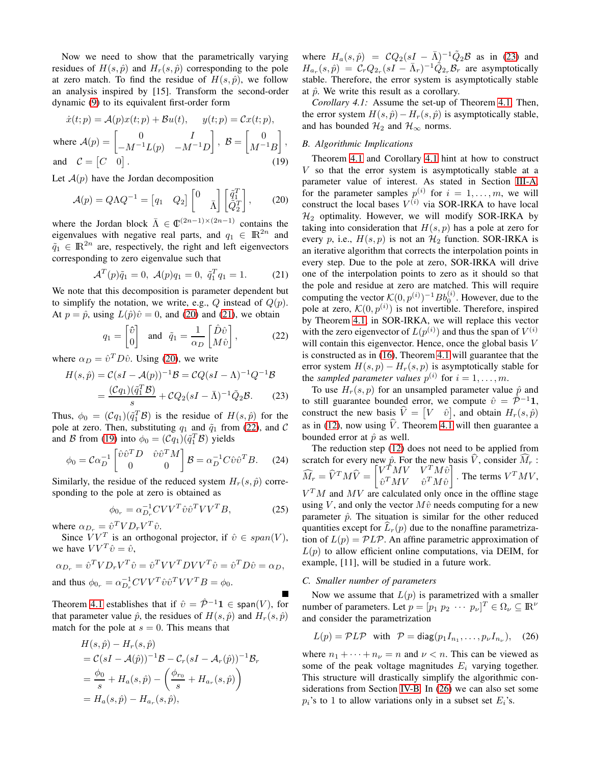Now we need to show that the parametrically varying residues of $H(s,\hat{p})$ and $H_r(s,\hat{p})$ corresponding to the pole at zero match. To find the residue of $H(s,\hat{p})$, we follow an analysis inspired by [15]. Transform the second-order dynamic (9) to its equivalent first-order form

$$\dot{x}(t;p) = \mathcal{A}(p)x(t;p) + \mathcal{B}u(t), \qquad y(t;p) = \mathcal{C}x(t;p),$$

where $\mathcal{A}(p) = \begin{bmatrix} 0 & I \\ -M^{-1}L(p) & -M^{-1}D \end{bmatrix}$, $\mathcal{B} = \begin{bmatrix} 0 \\ M^{-1}B \end{bmatrix}$,

and $\mathcal{C} = \begin{bmatrix} C & 0 \end{bmatrix}$. (19)

Let $\mathcal{A}(p)$ have the Jordan decomposition

$$\mathcal{A}(p) = Q\Lambda Q^{-1} = \begin{bmatrix} q_1 & Q_2 \end{bmatrix} \begin{bmatrix} 0 & \\ & \bar{\Lambda} \end{bmatrix} \begin{bmatrix} \tilde{q}_1^T \\ \tilde{Q}_2^T \end{bmatrix}, \tag{20}$$

where the Jordan block $\bar{\Lambda} \in \mathbb{C}^{(2n-1)\times(2n-1)}$ contains the eigenvalues with negative real parts, and $q_1 \in \mathbb{R}^{2n}$ and $\tilde{q}_1 \in \mathbb{R}^{2n}$ are, respectively, the right and left eigenvectors corresponding to zero eigenvalue such that

$$\mathcal{A}^T(p)\tilde{q}_1 = 0, \ \mathcal{A}(p)q_1 = 0, \ \tilde{q}_1^T q_1 = 1. \tag{21}$$

We note that this decomposition is parameter dependent but to simplify the notation, we write, e.g., $Q$ instead of $Q(p)$. At $p = \hat{p}$, using $L(\hat{p})\hat{v} = 0$, and (20) and (21), we obtain

$$q_1 = \begin{bmatrix} \hat{v} \\ 0 \end{bmatrix} \quad \text{and} \quad \tilde{q}_1 = \frac{1}{\alpha_D}\begin{bmatrix} \hat{D}\hat{v} \\ M\hat{v} \end{bmatrix}, \tag{22}$$

where $\alpha_D = \hat{v}^T D\hat{v}$. Using (20), we write

$$\begin{aligned} H(s,\hat{p}) &= \mathcal{C}(sI - \mathcal{A}(p))^{-1}\mathcal{B} = \mathcal{C}Q(sI-\Lambda)^{-1}Q^{-1}\mathcal{B} \\ &= \frac{(\mathcal{C}q_1)(\tilde{q}_1^T\mathcal{B})}{s} + \mathcal{C}Q_2(sI-\bar{\Lambda})^{-1}\tilde{Q}_2\mathcal{B}. \end{aligned} \tag{23}$$

Thus, $\phi_0 = (\mathcal{C}q_1)(\tilde{q}_1^T\mathcal{B})$ is the residue of $H(s,\hat{p})$ for the pole at zero. Then, substituting $q_1$ and $\tilde{q}_1$ from (22), and $\mathcal{C}$ and $\mathcal{B}$ from (19) into $\phi_0 = (\mathcal{C}q_1)(\tilde{q}_1^T\mathcal{B})$ yields

$$\phi_0 = \mathcal{C}\alpha_D^{-1}\begin{bmatrix} \hat{v}\hat{v}^T D & \hat{v}\hat{v}^T M \\ 0 & 0 \end{bmatrix}\mathcal{B} = \alpha_D^{-1}C\hat{v}\hat{v}^T B. \tag{24}$$

Similarly, the residue of the reduced system $H_r(s,\hat{p})$ corresponding to the pole at zero is obtained as

$$\phi_{0_r} = \alpha_{D_r}^{-1} CVV^T\hat{v}\hat{v}^T VV^T B, \tag{25}$$

where $\alpha_{D_r} = \hat{v}^T V D_r V^T \hat{v}$.

Since $VV^T$ is an orthogonal projector, if $\hat{v} \in span(V)$, we have $VV^T\hat{v} = \hat{v}$,

$$\alpha_{D_r} = \hat{v}^T V D_r V^T \hat{v} = \hat{v}^T VV^T D VV^T \hat{v} = \hat{v}^T D\hat{v} = \alpha_D,$$

and thus $\phi_{0_r} = \alpha_{D_r}^{-1} CVV^T\hat{v}\hat{v}^T VV^T B = \phi_0$. ∎

Theorem 4.1 establishes that if $\hat{v} = \hat{\mathcal{P}}^{-1}\mathbf{1} \in \mathsf{span}(V)$, for that parameter value $\hat{p}$, the residues of $H(s,\hat{p})$ and $H_r(s,\hat{p})$ match for the pole at $s=0$. This means that

$$\begin{aligned} &H(s,\hat{p}) - H_r(s,\hat{p}) \\ &= \mathcal{C}(sI - \mathcal{A}(\hat{p}))^{-1}\mathcal{B} - \mathcal{C}_r(sI - \mathcal{A}_r(\hat{p}))^{-1}\mathcal{B}_r \\ &= \frac{\phi_0}{s} + H_a(s,\hat{p}) - \left(\frac{\phi_{r_0}}{s} + H_{a_r}(s,\hat{p})\right) \\ &= H_a(s,\hat{p}) - H_{a_r}(s,\hat{p}), \end{aligned}$$

where $H_a(s,\hat{p}) = \mathcal{C}Q_2(sI - \bar{\Lambda})^{-1}\tilde{Q}_2\mathcal{B}$ as in (23) and $H_{a_r}(s,\hat{p}) = \mathcal{C}_r Q_{2_r}(sI - \bar{\Lambda}_r)^{-1}\tilde{Q}_{2_r}\mathcal{B}_r$ are asymptotically stable. Therefore, the error system is asymptotically stable at $\hat{p}$. We write this result as a corollary.

*Corollary 4.1:* Assume the set-up of Theorem 4.1. Then, the error system $H(s,\hat{p}) - H_r(s,\hat{p})$ is asymptotically stable, and has bounded $\mathcal{H}_2$ and $\mathcal{H}_\infty$ norms.

### B. Algorithmic Implications

Theorem 4.1 and Corollary 4.1 hint at how to construct $V$ so that the error system is asymptotically stable at a parameter value of interest. As stated in Section III-A, for the parameter samples $p^{(i)}$ for $i = 1,\ldots,m$, we will construct the local bases $V^{(i)}$ via SOR-IRKA to have local $\mathcal{H}_2$ optimality. However, we will modify SOR-IRKA by taking into consideration that $H(s,p)$ has a pole at zero for every $p$, i.e., $H(s,p)$ is not an $\mathcal{H}_2$ function. SOR-IRKA is an iterative algorithm that corrects the interpolation points in every step. Due to the pole at zero, SOR-IRKA will drive one of the interpolation points to zero as it should so that the pole and residue at zero are matched. This will require computing the vector $\mathcal{K}(0,p^{(i)})^{-1}Bb_0^{(i)}$. However, due to the pole at zero, $\mathcal{K}(0,p^{(i)})$ is not invertible. Therefore, inspired by Theorem 4.1, in SOR-IRKA, we will replace this vector with the zero eigenvector of $L(p^{(i)})$ and thus the span of $V^{(i)}$ will contain this eigenvector. Hence, once the global basis $V$ is constructed as in (16), Theorem 4.1 will guarantee that the error system $H(s,p) - H_r(s,p)$ is asymptotically stable for the *sampled parameter values* $p^{(i)}$ for $i = 1,\ldots,m$.

To use $H_r(s,p)$ for an unsampled parameter value $\hat{p}$ and to still guarantee bounded error, we compute $\hat{v} = \hat{\mathcal{P}}^{-1}\mathbf{1}$, construct the new basis $\widehat{V} = \begin{bmatrix} V & \hat{v} \end{bmatrix}$, and obtain $H_r(s,\hat{p})$ as in (12), now using $\widehat{V}$. Theorem 4.1 will then guarantee a bounded error at $\hat{p}$ as well.

The reduction step (12) does not need to be applied from scratch for every new $\hat{p}$. For the new basis $\widehat{V}$, consider $\widehat{M}_r$: $\widehat{M}_r = \widehat{V}^T M\widehat{V} = \begin{bmatrix} V^T MV & V^T M\hat{v} \\ \hat{v}^T MV & \hat{v}^T M\hat{v} \end{bmatrix}$. The terms $V^T MV$, $V^T M$ and $MV$ are calculated only once in the offline stage using $V$, and only the vector $M\hat{v}$ needs computing for a new parameter $\hat{p}$. The situation is similar for the other reduced quantities except for $\widehat{L}_r(p)$ due to the nonaffine parametrization of $L(p) = \mathcal{P}L\mathcal{P}$. An affine parametric approximation of $L(p)$ to allow efficient online computations, via DEIM, for example, [11], will be studied in a future work.

### C. Smaller number of parameters

Now we assume that $L(p)$ is parametrized with a smaller number of parameters. Let $p = [p_1\ p_2\ \cdots\ p_\nu]^T \in \Omega_\nu \subseteq \mathbb{R}^\nu$ and consider the parametrization

$$L(p) = \mathcal{P}L\mathcal{P} \quad \text{with} \quad \mathcal{P} = \mathsf{diag}(p_1 I_{n_1},\ldots,p_\nu I_{n_\nu}), \tag{26}$$

where $n_1 + \cdots + n_\nu = n$ and $\nu < n$. This can be viewed as some of the peak voltage magnitudes $E_i$ varying together. This structure will drastically simplify the algorithmic considerations from Section IV-B. In (26) we can also set some $p_i$'s to 1 to allow variations only in a subset set $E_i$'s.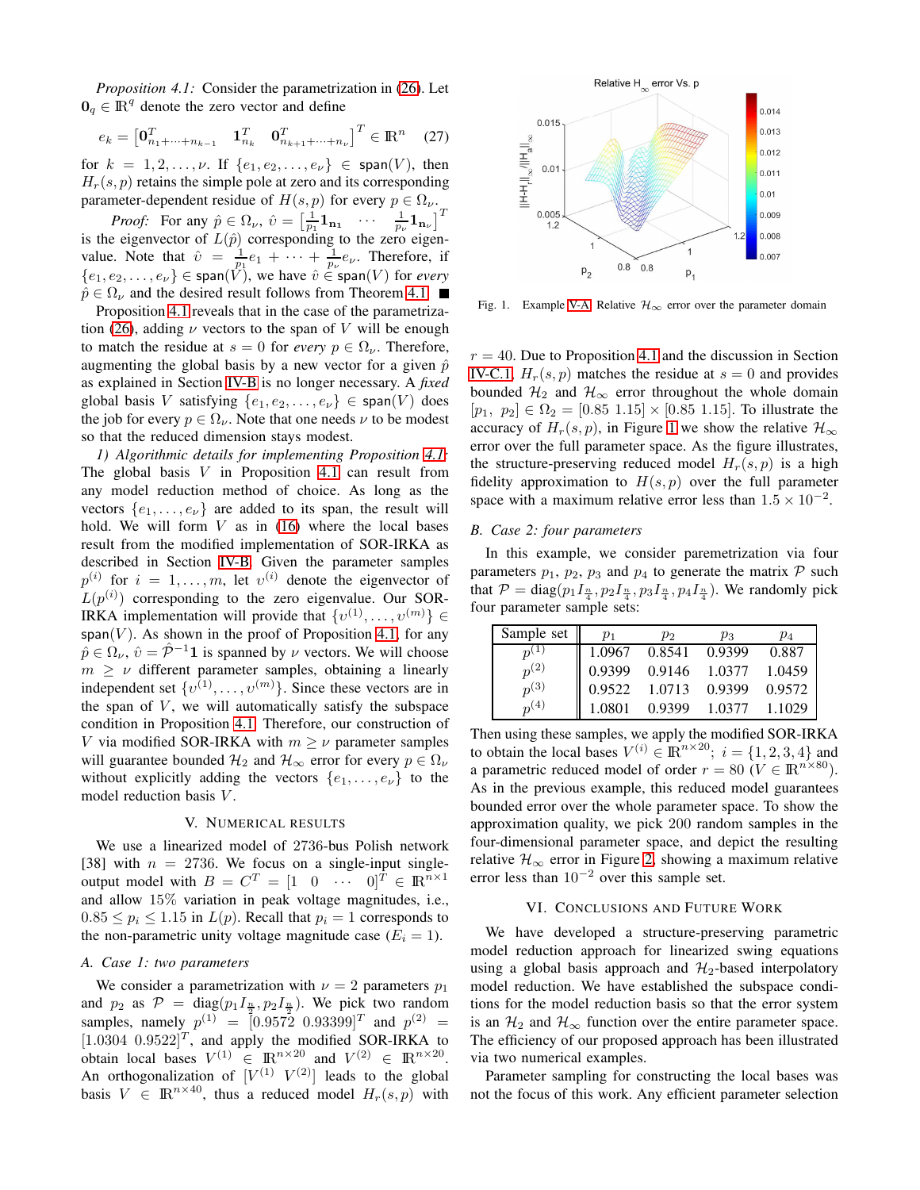*Proposition 4.1:* Consider the parametrization in (26). Let $\mathbf{0}_q \in \mathbb{R}^q$ denote the zero vector and define

$$e_k = \begin{bmatrix} \mathbf{0}^T_{n_1+\cdots+n_{k-1}} & \mathbf{1}^T_{n_k} & \mathbf{0}^T_{n_{k+1}+\cdots+n_\nu} \end{bmatrix}^T \in \mathbb{R}^n \quad (27)$$

for $k = 1, 2, \ldots, \nu$. If $\{e_1, e_2, \ldots, e_\nu\} \in \mathsf{span}(V)$, then $H_r(s,p)$ retains the simple pole at zero and its corresponding parameter-dependent residue of $H(s,p)$ for every $p \in \Omega_\nu$.

*Proof:* For any $\hat{p} \in \Omega_\nu$, $\hat{v} = \begin{bmatrix} \frac{1}{p_1}\mathbf{1}_{\mathbf{n_1}} & \cdots & \frac{1}{p_\nu}\mathbf{1}_{\mathbf{n_\nu}} \end{bmatrix}^T$ is the eigenvector of $L(\hat{p})$ corresponding to the zero eigenvalue. Note that $\hat{v} = \frac{1}{p_1}e_1 + \cdots + \frac{1}{p_\nu}e_\nu$. Therefore, if $\{e_1, e_2, \ldots, e_\nu\} \in \mathsf{span}(V)$, we have $\hat{v} \in \mathsf{span}(V)$ for *every* $\hat{p} \in \Omega_\nu$ and the desired result follows from Theorem 4.1. ■

Proposition 4.1 reveals that in the case of the parametrization (26), adding $\nu$ vectors to the span of $V$ will be enough to match the residue at $s = 0$ for *every* $p \in \Omega_\nu$. Therefore, augmenting the global basis by a new vector for a given $\hat{p}$ as explained in Section IV-B is no longer necessary. A *fixed* global basis $V$ satisfying $\{e_1, e_2, \ldots, e_\nu\} \in \mathsf{span}(V)$ does the job for every $p \in \Omega_\nu$. Note that one needs $\nu$ to be modest so that the reduced dimension stays modest.

*1) Algorithmic details for implementing Proposition 4.1:* The global basis $V$ in Proposition 4.1 can result from any model reduction method of choice. As long as the vectors $\{e_1, \ldots, e_\nu\}$ are added to its span, the result will hold. We will form $V$ as in (16) where the local bases result from the modified implementation of SOR-IRKA as described in Section IV-B. Given the parameter samples $p^{(i)}$ for $i = 1, \ldots, m$, let $v^{(i)}$ denote the eigenvector of $L(p^{(i)})$ corresponding to the zero eigenvalue. Our SOR-IRKA implementation will provide that $\{v^{(1)}, \ldots, v^{(m)}\} \in \mathsf{span}(V)$. As shown in the proof of Proposition 4.1, for any $\hat{p} \in \Omega_\nu$, $\hat{v} = \hat{\mathcal{P}}^{-1}\mathbf{1}$ is spanned by $\nu$ vectors. We will choose $m \geq \nu$ different parameter samples, obtaining a linearly independent set $\{v^{(1)}, \ldots, v^{(m)}\}$. Since these vectors are in the span of $V$, we will automatically satisfy the subspace condition in Proposition 4.1. Therefore, our construction of $V$ via modified SOR-IRKA with $m \geq \nu$ parameter samples will guarantee bounded $\mathcal{H}_2$ and $\mathcal{H}_\infty$ error for every $p \in \Omega_\nu$ without explicitly adding the vectors $\{e_1, \ldots, e_\nu\}$ to the model reduction basis $V$.

## V. Numerical Results

We use a linearized model of 2736-bus Polish network [38] with $n = 2736$. We focus on a single-input single-output model with $B = C^T = [1 \;\; 0 \;\; \cdots \;\; 0]^T \in \mathbb{R}^{n\times 1}$ and allow 15% variation in peak voltage magnitudes, i.e., $0.85 \leq p_i \leq 1.15$ in $L(p)$. Recall that $p_i = 1$ corresponds to the non-parametric unity voltage magnitude case ($E_i = 1$).

### A. Case 1: two parameters

We consider a parametrization with $\nu = 2$ parameters $p_1$ and $p_2$ as $\mathcal{P} = \mathrm{diag}(p_1 I_{\frac{n}{2}}, p_2 I_{\frac{n}{2}})$. We pick two random samples, namely $p^{(1)} = [0.9572 \;\; 0.93399]^T$ and $p^{(2)} = [1.0304 \;\; 0.9522]^T$, and apply the modified SOR-IRKA to obtain local bases $V^{(1)} \in \mathbb{R}^{n\times 20}$ and $V^{(2)} \in \mathbb{R}^{n\times 20}$. An orthogonalization of $[V^{(1)} \;\; V^{(2)}]$ leads to the global basis $V \in \mathbb{R}^{n\times 40}$, thus a reduced model $H_r(s,p)$ with $r = 40$. Due to Proposition 4.1 and the discussion in Section IV-C.1, $H_r(s,p)$ matches the residue at $s = 0$ and provides bounded $\mathcal{H}_2$ and $\mathcal{H}_\infty$ error throughout the whole domain $[p_1, \;p_2] \in \Omega_2 = [0.85 \;1.15] \times [0.85 \;1.15]$. To illustrate the accuracy of $H_r(s,p)$, in Figure 1 we show the relative $\mathcal{H}_\infty$ error over the full parameter space. As the figure illustrates, the structure-preserving reduced model $H_r(s,p)$ is a high fidelity approximation to $H(s,p)$ over the full parameter space with a maximum relative error less than $1.5 \times 10^{-2}$.

Fig. 1. Example V-A: Relative $\mathcal{H}_\infty$ error over the parameter domain

### B. Case 2: four parameters

In this example, we consider paremetrization via four parameters $p_1$, $p_2$, $p_3$ and $p_4$ to generate the matrix $\mathcal{P}$ such that $\mathcal{P} = \mathrm{diag}(p_1 I_{\frac{n}{4}}, p_2 I_{\frac{n}{4}}, p_3 I_{\frac{n}{4}}, p_4 I_{\frac{n}{4}})$. We randomly pick four parameter sample sets:

| Sample set | $p_1$ | $p_2$ | $p_3$ | $p_4$ |
|---|---|---|---|---|
| $p^{(1)}$ | 1.0967 | 0.8541 | 0.9399 | 0.887 |
| $p^{(2)}$ | 0.9399 | 0.9146 | 1.0377 | 1.0459 |
| $p^{(3)}$ | 0.9522 | 1.0713 | 0.9399 | 0.9572 |
| $p^{(4)}$ | 1.0801 | 0.9399 | 1.0377 | 1.1029 |

Then using these samples, we apply the modified SOR-IRKA to obtain the local bases $V^{(i)} \in \mathbb{R}^{n\times 20}$; $i = \{1, 2, 3, 4\}$ and a parametric reduced model of order $r = 80$ ($V \in \mathbb{R}^{n\times 80}$). As in the previous example, this reduced model guarantees bounded error over the whole parameter space. To show the approximation quality, we pick 200 random samples in the four-dimensional parameter space, and depict the resulting relative $\mathcal{H}_\infty$ error in Figure 2, showing a maximum relative error less than $10^{-2}$ over this sample set.

## VI. Conclusions and Future Work

We have developed a structure-preserving parametric model reduction approach for linearized swing equations using a global basis approach and $\mathcal{H}_2$-based interpolatory model reduction. We have established the subspace conditions for the model reduction basis so that the error system is an $\mathcal{H}_2$ and $\mathcal{H}_\infty$ function over the entire parameter space. The efficiency of our proposed approach has been illustrated via two numerical examples.

Parameter sampling for constructing the local bases was not the focus of this work. Any efficient parameter selection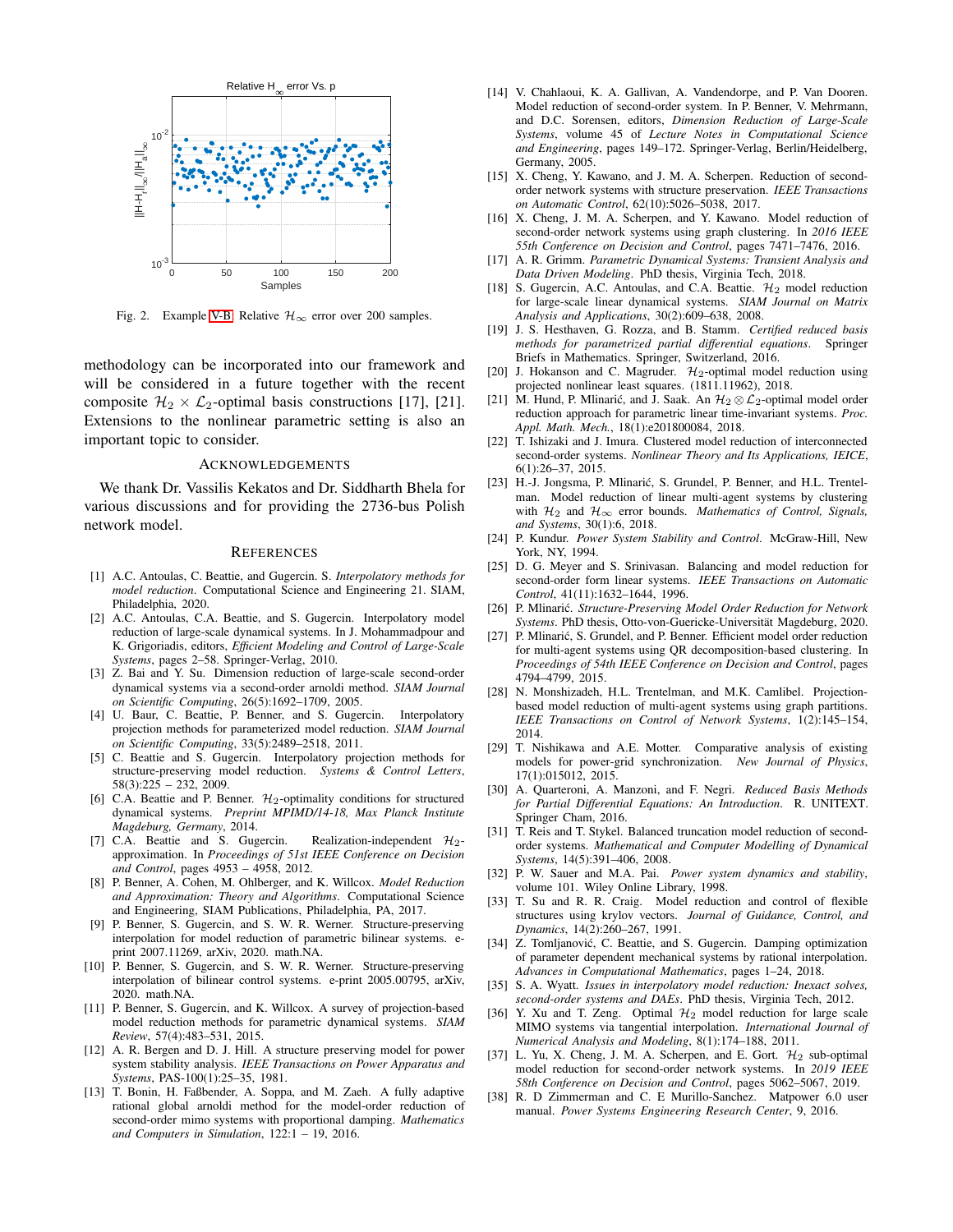Relative $H_\infty$ error Vs. p

$\|H-H_r\|_\infty/\|H_a\|_\infty$

$10^{-2}$

$10^{-3}$

0 50 100 150 200

Samples

Fig. 2. Example V-B. Relative $\mathcal{H}_\infty$ error over 200 samples.

methodology can be incorporated into our framework and will be considered in a future together with the recent composite $\mathcal{H}_2 \times \mathcal{L}_2$-optimal basis constructions [17], [21]. Extensions to the nonlinear parametric setting is also an important topic to consider.

## Acknowledgements

We thank Dr. Vassilis Kekatos and Dr. Siddharth Bhela for various discussions and for providing the 2736-bus Polish network model.

## References

[1] A.C. Antoulas, C. Beattie, and Gugercin. S. *Interpolatory methods for model reduction*. Computational Science and Engineering 21. SIAM, Philadelphia, 2020.

[2] A.C. Antoulas, C.A. Beattie, and S. Gugercin. Interpolatory model reduction of large-scale dynamical systems. In J. Mohammadpour and K. Grigoriadis, editors, *Efficient Modeling and Control of Large-Scale Systems*, pages 2–58. Springer-Verlag, 2010.

[3] Z. Bai and Y. Su. Dimension reduction of large-scale second-order dynamical systems via a second-order arnoldi method. *SIAM Journal on Scientific Computing*, 26(5):1692–1709, 2005.

[4] U. Baur, C. Beattie, P. Benner, and S. Gugercin. Interpolatory projection methods for parameterized model reduction. *SIAM Journal on Scientific Computing*, 33(5):2489–2518, 2011.

[5] C. Beattie and S. Gugercin. Interpolatory projection methods for structure-preserving model reduction. *Systems & Control Letters*, 58(3):225 – 232, 2009.

[6] C.A. Beattie and P. Benner. $\mathcal{H}_2$-optimality conditions for structured dynamical systems. *Preprint MPIMD/14-18, Max Planck Institute Magdeburg, Germany*, 2014.

[7] C.A. Beattie and S. Gugercin. Realization-independent $\mathcal{H}_2$-approximation. In *Proceedings of 51st IEEE Conference on Decision and Control*, pages 4953 – 4958, 2012.

[8] P. Benner, A. Cohen, M. Ohlberger, and K. Willcox. *Model Reduction and Approximation: Theory and Algorithms*. Computational Science and Engineering, SIAM Publications, Philadelphia, PA, 2017.

[9] P. Benner, S. Gugercin, and S. W. R. Werner. Structure-preserving interpolation for model reduction of parametric bilinear systems. e-print 2007.11269, arXiv, 2020. math.NA.

[10] P. Benner, S. Gugercin, and S. W. R. Werner. Structure-preserving interpolation of bilinear control systems. e-print 2005.00795, arXiv, 2020. math.NA.

[11] P. Benner, S. Gugercin, and K. Willcox. A survey of projection-based model reduction methods for parametric dynamical systems. *SIAM Review*, 57(4):483–531, 2015.

[12] A. R. Bergen and D. J. Hill. A structure preserving model for power system stability analysis. *IEEE Transactions on Power Apparatus and Systems*, PAS-100(1):25–35, 1981.

[13] T. Bonin, H. Faßbender, A. Soppa, and M. Zaeh. A fully adaptive rational global arnoldi method for the model-order reduction of second-order mimo systems with proportional damping. *Mathematics and Computers in Simulation*, 122:1 – 19, 2016.

[14] V. Chahlaoui, K. A. Gallivan, A. Vandendorpe, and P. Van Dooren. Model reduction of second-order system. In P. Benner, V. Mehrmann, and D.C. Sorensen, editors, *Dimension Reduction of Large-Scale Systems*, volume 45 of *Lecture Notes in Computational Science and Engineering*, pages 149–172. Springer-Verlag, Berlin/Heidelberg, Germany, 2005.

[15] X. Cheng, Y. Kawano, and J. M. A. Scherpen. Reduction of second-order network systems with structure preservation. *IEEE Transactions on Automatic Control*, 62(10):5026–5038, 2017.

[16] X. Cheng, J. M. A. Scherpen, and Y. Kawano. Model reduction of second-order network systems using graph clustering. In *2016 IEEE 55th Conference on Decision and Control*, pages 7471–7476, 2016.

[17] A. R. Grimm. *Parametric Dynamical Systems: Transient Analysis and Data Driven Modeling*. PhD thesis, Virginia Tech, 2018.

[18] S. Gugercin, A.C. Antoulas, and C.A. Beattie. $\mathcal{H}_2$ model reduction for large-scale linear dynamical systems. *SIAM Journal on Matrix Analysis and Applications*, 30(2):609–638, 2008.

[19] J. S. Hesthaven, G. Rozza, and B. Stamm. *Certified reduced basis methods for parametrized partial differential equations*. Springer Briefs in Mathematics. Springer, Switzerland, 2016.

[20] J. Hokanson and C. Magruder. $\mathcal{H}_2$-optimal model reduction using projected nonlinear least squares. (1811.11962), 2018.

[21] M. Hund, P. Mlinarić, and J. Saak. An $\mathcal{H}_2 \otimes \mathcal{L}_2$-optimal model order reduction approach for parametric linear time-invariant systems. *Proc. Appl. Math. Mech.*, 18(1):e201800084, 2018.

[22] T. Ishizaki and J. Imura. Clustered model reduction of interconnected second-order systems. *Nonlinear Theory and Its Applications, IEICE*, 6(1):26–37, 2015.

[23] H.-J. Jongsma, P. Mlinarić, S. Grundel, P. Benner, and H.L. Trentelman. Model reduction of linear multi-agent systems by clustering with $\mathcal{H}_2$ and $\mathcal{H}_\infty$ error bounds. *Mathematics of Control, Signals, and Systems*, 30(1):6, 2018.

[24] P. Kundur. *Power System Stability and Control*. McGraw-Hill, New York, NY, 1994.

[25] D. G. Meyer and S. Srinivasan. Balancing and model reduction for second-order form linear systems. *IEEE Transactions on Automatic Control*, 41(11):1632–1644, 1996.

[26] P. Mlinarić. *Structure-Preserving Model Order Reduction for Network Systems*. PhD thesis, Otto-von-Guericke-Universität Magdeburg, 2020.

[27] P. Mlinarić, S. Grundel, and P. Benner. Efficient model order reduction for multi-agent systems using QR decomposition-based clustering. In *Proceedings of 54th IEEE Conference on Decision and Control*, pages 4794–4799, 2015.

[28] N. Monshizadeh, H.L. Trentelman, and M.K. Camlibel. Projection-based model reduction of multi-agent systems using graph partitions. *IEEE Transactions on Control of Network Systems*, 1(2):145–154, 2014.

[29] T. Nishikawa and A.E. Motter. Comparative analysis of existing models for power-grid synchronization. *New Journal of Physics*, 17(1):015012, 2015.

[30] A. Quarteroni, A. Manzoni, and F. Negri. *Reduced Basis Methods for Partial Differential Equations: An Introduction*. R. UNITEXT. Springer Cham, 2016.

[31] T. Reis and T. Stykel. Balanced truncation model reduction of second-order systems. *Mathematical and Computer Modelling of Dynamical Systems*, 14(5):391–406, 2008.

[32] P. W. Sauer and M.A. Pai. *Power system dynamics and stability*, volume 101. Wiley Online Library, 1998.

[33] T. Su and R. R. Craig. Model reduction and control of flexible structures using krylov vectors. *Journal of Guidance, Control, and Dynamics*, 14(2):260–267, 1991.

[34] Z. Tomljanović, C. Beattie, and S. Gugercin. Damping optimization of parameter dependent mechanical systems by rational interpolation. *Advances in Computational Mathematics*, pages 1–24, 2018.

[35] S. A. Wyatt. *Issues in interpolatory model reduction: Inexact solves, second-order systems and DAEs*. PhD thesis, Virginia Tech, 2012.

[36] Y. Xu and T. Zeng. Optimal $\mathcal{H}_2$ model reduction for large scale MIMO systems via tangential interpolation. *International Journal of Numerical Analysis and Modeling*, 8(1):174–188, 2011.

[37] L. Yu, X. Cheng, J. M. A. Scherpen, and E. Gort. $\mathcal{H}_2$ sub-optimal model reduction for second-order network systems. In *2019 IEEE 58th Conference on Decision and Control*, pages 5062–5067, 2019.

[38] R. D Zimmerman and C. E Murillo-Sanchez. Matpower 6.0 user manual. *Power Systems Engineering Research Center*, 9, 2016.